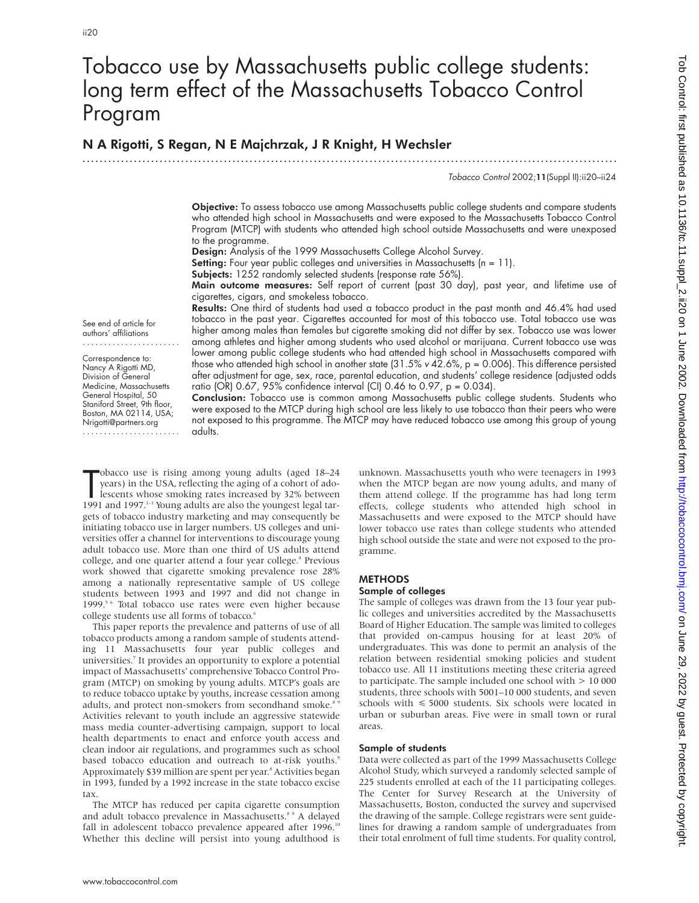# Tobacco use by Massachusetts public college students: long term effect of the Massachusetts Tobacco Control Program

## N A Rigotti, S Regan, N E Majchrzak, J R Knight, H Wechsler

*Tobacco Control* 2002;**11**(Suppl II):ii20–ii24

**Objective:** To assess tobacco use among Massachusetts public college students and compare students who attended high school in Massachusetts and were exposed to the Massachusetts Tobacco Control Program (MTCP) with students who attended high school outside Massachusetts and were unexposed to the programme.

**Design:** Analysis of the 1999 Massachusetts College Alcohol Survey.

**Setting:** Four year public colleges and universities in Massachusetts (n = 11).

**Subjects:** 1252 randomly selected students (response rate 56%).

**Main outcome measures:** Self report of current (past 30 day), past year, and lifetime use of cigarettes, cigars, and smokeless tobacco.

**Results:** One third of students had used a tobacco product in the past month and 46.4% had used tobacco in the past year. Cigarettes accounted for most of this tobacco use. Total tobacco use was higher among males than females but cigarette smoking did not differ by sex. Tobacco use was lower among athletes and higher among students who used alcohol or marijuana. Current tobacco use was lower among public college students who had attended high school in Massachusetts compared with those who attended high school in another state (31.5% *v* 42.6%, p = 0.006). This difference persisted after adjustment for age, sex, race, parental education, and students' college residence (adjusted odds ratio (OR) 0.67, 95% confidence interval (CI) 0.46 to 0.97, p = 0.034).

**Conclusion:** Tobacco use is common among Massachusetts public college students. Students who were exposed to the MTCP during high school are less likely to use tobacco than their peers who were not exposed to this programme. The MTCP may have reduced tobacco use among this group of young adults.

See end of article for authors' affiliations

Correspondence to: Nancy A Rigotti MD, Division of General Medicine, Massachusetts General Hospital, 50 Staniford Street, 9th floor, Boston, MA 02114, USA; Nrigotti@partners.org

Tobacco use is rising among young adults (aged 18–24 years) in the USA, reflecting the aging of a cohort of adolescents whose smoking rates increased by 32% between 1991 and 1997.[1–3] Young adults are also the youngest legal targets of tobacco industry marketing and may consequently be initiating tobacco use in larger numbers. US colleges and universities offer a channel for interventions to discourage young adult tobacco use. More than one third of US adults attend college, and one quarter attend a four year college.[4] Previous work showed that cigarette smoking prevalence rose 28% among a nationally representative sample of US college students between 1993 and 1997 and did not change in 1999.[5,6] Total tobacco use rates were even higher because college students use all forms of tobacco.[6]

This paper reports the prevalence and patterns of use of all tobacco products among a random sample of students attending 11 Massachusetts four year public colleges and universities.[7] It provides an opportunity to explore a potential impact of Massachusetts' comprehensive Tobacco Control Program (MTCP) on smoking by young adults. MTCP's goals are to reduce tobacco uptake by youths, increase cessation among adults, and protect non-smokers from secondhand smoke.[8,9] Activities relevant to youth include an aggressive statewide mass media counter-advertising campaign, support to local health departments to enact and enforce youth access and clean indoor air regulations, and programmes such as school based tobacco education and outreach to at-risk youths.[9] Approximately $39 million are spent per year.[8] Activities began in 1993, funded by a 1992 increase in the state tobacco excise tax.

The MTCP has reduced per capita cigarette consumption and adult tobacco prevalence in Massachusetts.[8,9] A delayed fall in adolescent tobacco prevalence appeared after 1996.[10] Whether this decline will persist into young adulthood is unknown. Massachusetts youth who were teenagers in 1993 when the MTCP began are now young adults, and many of them attend college. If the programme has had long term effects, college students who attended high school in Massachusetts and were exposed to the MTCP should have lower tobacco use rates than college students who attended high school outside the state and were not exposed to the programme.

## METHODS

### Sample of colleges

The sample of colleges was drawn from the 13 four year public colleges and universities accredited by the Massachusetts Board of Higher Education. The sample was limited to colleges that provided on-campus housing for at least 20% of undergraduates. This was done to permit an analysis of the relation between residential smoking policies and student tobacco use. All 11 institutions meeting these criteria agreed to participate. The sample included one school with > 10 000 students, three schools with 5001–10 000 students, and seven schools with ≤ 5000 students. Six schools were located in urban or suburban areas. Five were in small town or rural areas.

### Sample of students

Data were collected as part of the 1999 Massachusetts College Alcohol Study, which surveyed a randomly selected sample of 225 students enrolled at each of the 11 participating colleges. The Center for Survey Research at the University of Massachusetts, Boston, conducted the survey and supervised the drawing of the sample. College registrars were sent guidelines for drawing a random sample of undergraduates from their total enrolment of full time students. For quality control,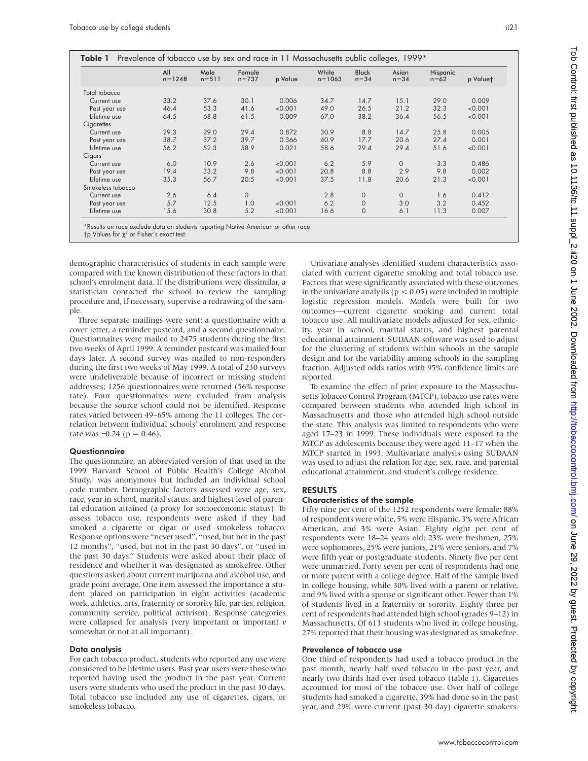**Table 1** Prevalence of tobacco use by sex and race in 11 Massachusetts public colleges, 1999*

|  | All n=1248 | Male n=511 | Female n=737 | p Value | White n=1063 | Black n=34 | Asian n=34 | Hispanic n=62 | p Value† |
|---|---|---|---|---|---|---|---|---|---|
| Total tobacco |  |  |  |  |  |  |  |  |  |
| Current use | 33.2 | 37.6 | 30.1 | 0.006 | 34.7 | 14.7 | 15.1 | 29.0 | 0.009 |
| Past year use | 46.4 | 53.3 | 41.6 | <0.001 | 49.0 | 26.5 | 21.2 | 32.3 | <0.001 |
| Lifetime use | 64.5 | 68.8 | 61.5 | 0.009 | 67.0 | 38.2 | 36.4 | 56.5 | <0.001 |
| Cigarettes |  |  |  |  |  |  |  |  |  |
| Current use | 29.3 | 29.0 | 29.4 | 0.872 | 30.9 | 8.8 | 14.7 | 25.8 | 0.005 |
| Past year use | 38.7 | 37.2 | 39.7 | 0.366 | 40.9 | 17.7 | 20.6 | 27.4 | 0.001 |
| Lifetime use | 56.2 | 52.3 | 58.9 | 0.021 | 58.6 | 29.4 | 29.4 | 51.6 | <0.001 |
| Cigars |  |  |  |  |  |  |  |  |  |
| Current use | 6.0 | 10.9 | 2.6 | <0.001 | 6.2 | 5.9 | 0 | 3.3 | 0.486 |
| Past year use | 19.4 | 33.2 | 9.8 | <0.001 | 20.8 | 8.8 | 2.9 | 9.8 | 0.002 |
| Lifetime use | 35.3 | 56.7 | 20.5 | <0.001 | 37.5 | 11.8 | 20.6 | 21.3 | <0.001 |
| Smokeless tobacco |  |  |  |  |  |  |  |  |  |
| Current use | 2.6 | 6.4 | 0 |  | 2.8 | 0 | 0 | 1.6 | 0.412 |
| Past year use | 5.7 | 12.5 | 1.0 | <0.001 | 6.2 | 0 | 3.0 | 3.2 | 0.452 |
| Lifetime use | 15.6 | 30.8 | 5.2 | <0.001 | 16.6 | 0 | 6.1 | 11.3 | 0.007 |

*Results on race exclude data on students reporting Native American or other race.
†p Values for $\chi^2$ or Fisher's exact test.

demographic characteristics of students in each sample were compared with the known distribution of these factors in that school's enrolment data. If the distributions were dissimilar, a statistician contacted the school to review the sampling procedure and, if necessary, supervise a redrawing of the sample.

Three separate mailings were sent: a questionnaire with a cover letter, a reminder postcard, and a second questionnaire. Questionnaires were mailed to 2475 students during the first two weeks of April 1999. A reminder postcard was mailed four days later. A second survey was mailed to non-responders during the first two weeks of May 1999. A total of 230 surveys were undeliverable because of incorrect or missing student addresses; 1256 questionnaires were returned (56% response rate). Four questionnaires were excluded from analysis because the source school could not be identified. Response rates varied between 49–65% among the 11 colleges. The correlation between individual schools' enrolment and response rate was −0.24 ($p = 0.46$).

### Questionnaire

The questionnaire, an abbreviated version of that used in the 1999 Harvard School of Public Health's College Alcohol Study,[6] was anonymous but included an individual school code number. Demographic factors assessed were age, sex, race, year in school, marital status, and highest level of parental education attained (a proxy for socioeconomic status). To assess tobacco use, respondents were asked if they had smoked a cigarette or cigar or used smokeless tobacco. Response options were "never used", "used, but not in the past 12 months", "used, but not in the past 30 days", or "used in the past 30 days." Students were asked about their place of residence and whether it was designated as smokefree. Other questions asked about current marijuana and alcohol use, and grade point average. One item assessed the importance a student placed on participation in eight activities (academic work, athletics, arts, fraternity or sorority life, parties, religion, community service, political activism). Response categories were collapsed for analysis (very important or important *v* somewhat or not at all important).

### Data analysis

For each tobacco product, students who reported any use were considered to be lifetime users. Past year users were those who reported having used the product in the past year. Current users were students who used the product in the past 30 days. Total tobacco use included any use of cigarettes, cigars, or smokeless tobacco.

Univariate analyses identified student characteristics associated with current cigarette smoking and total tobacco use. Factors that were significantly associated with these outcomes in the univariate analysis ($p < 0.05$) were included in multiple logistic regression models. Models were built for two outcomes—current cigarette smoking and current total tobacco use. All multivariate models adjusted for sex, ethnicity, year in school, marital status, and highest parental educational attainment. SUDAAN software was used to adjust for the clustering of students within schools in the sample design and for the variability among schools in the sampling fraction. Adjusted odds ratios with 95% confidence limits are reported.

To examine the effect of prior exposure to the Massachusetts Tobacco Control Program (MTCP), tobacco use rates were compared between students who attended high school in Massachusetts and those who attended high school outside the state. This analysis was limited to respondents who were aged 17–23 in 1999. These individuals were exposed to the MTCP as adolescents because they were aged 11–17 when the MTCP started in 1993. Multivariate analysis using SUDAAN was used to adjust the relation for age, sex, race, and parental educational attainment, and student's college residence.

## RESULTS

### Characteristics of the sample

Fifty nine per cent of the 1252 respondents were female; 88% of respondents were white, 5% were Hispanic, 3% were African American, and 3% were Asian. Eighty eight per cent of respondents were 18–24 years old; 23% were freshmen, 25% were sophomores, 25% were juniors, 21% were seniors, and 7% were fifth year or postgraduate students. Ninety five per cent were unmarried. Forty seven per cent of respondents had one or more parent with a college degree. Half of the sample lived in college housing, while 30% lived with a parent or relative, and 9% lived with a spouse or significant other. Fewer than 1% of students lived in a fraternity or sorority. Eighty three per cent of respondents had attended high school (grades 9–12) in Massachusetts. Of 613 students who lived in college housing, 27% reported that their housing was designated as smokefree.

### Prevalence of tobacco use

One third of respondents had used a tobacco product in the past month, nearly half used tobacco in the past year, and nearly two thirds had ever used tobacco (table 1). Cigarettes accounted for most of the tobacco use. Over half of college students had smoked a cigarette, 39% had done so in the past year, and 29% were current (past 30 day) cigarette smokers.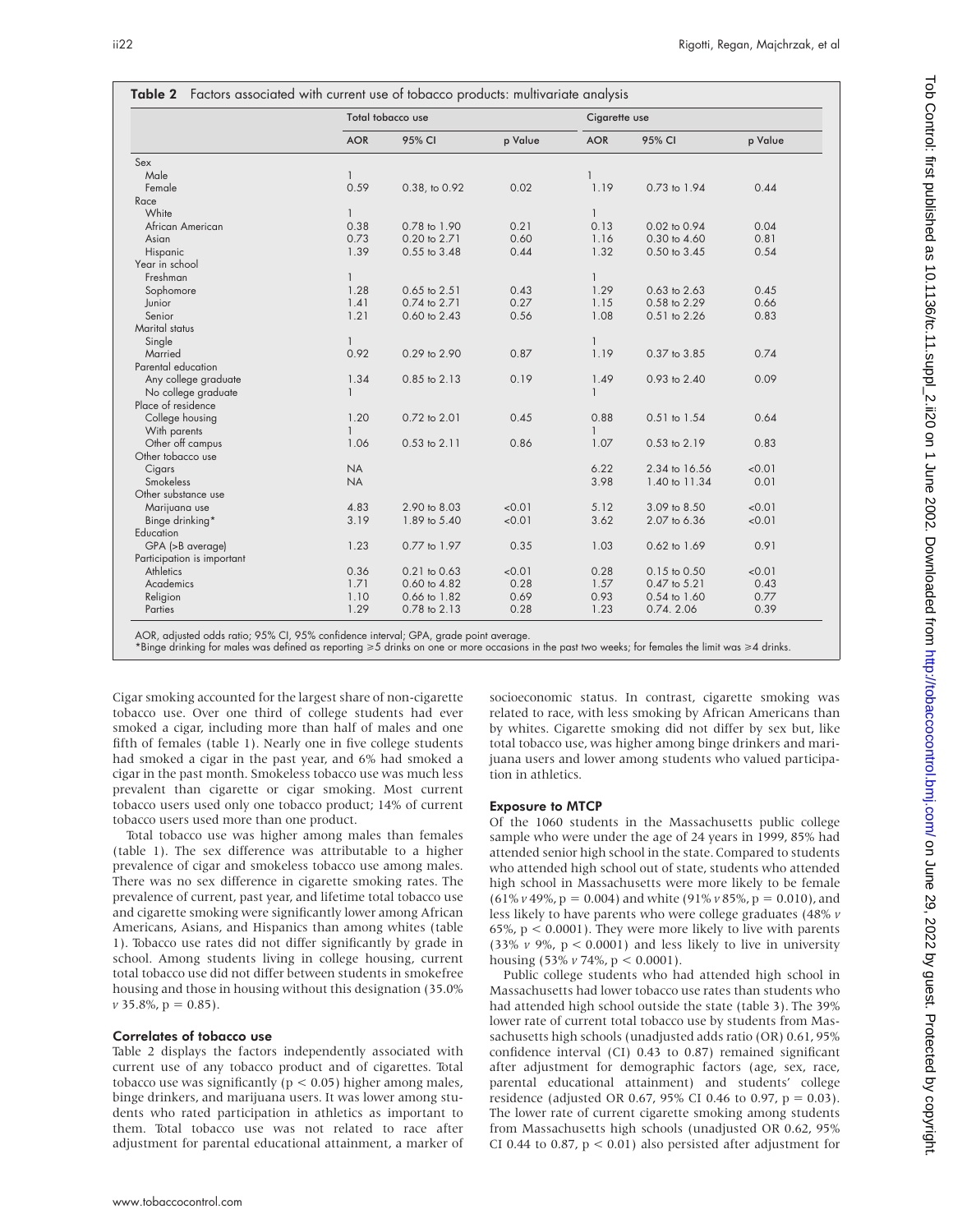**Table 2** Factors associated with current use of tobacco products: multivariate analysis

| | Total tobacco use | | | Cigarette use | | |
|---|---|---|---|---|---|---|
| | AOR | 95% CI | p Value | AOR | 95% CI | p Value |
| Sex | | | | | | |
| Male | 1 | | | 1 | | |
| Female | 0.59 | 0.38, to 0.92 | 0.02 | 1.19 | 0.73 to 1.94 | 0.44 |
| Race | | | | | | |
| White | 1 | | | 1 | | |
| African American | 0.38 | 0.78 to 1.90 | 0.21 | 0.13 | 0.02 to 0.94 | 0.04 |
| Asian | 0.73 | 0.20 to 2.71 | 0.60 | 1.16 | 0.30 to 4.60 | 0.81 |
| Hispanic | 1.39 | 0.55 to 3.48 | 0.44 | 1.32 | 0.50 to 3.45 | 0.54 |
| Year in school | | | | | | |
| Freshman | 1 | | | 1 | | |
| Sophomore | 1.28 | 0.65 to 2.51 | 0.43 | 1.29 | 0.63 to 2.63 | 0.45 |
| Junior | 1.41 | 0.74 to 2.71 | 0.27 | 1.15 | 0.58 to 2.29 | 0.66 |
| Senior | 1.21 | 0.60 to 2.43 | 0.56 | 1.08 | 0.51 to 2.26 | 0.83 |
| Marital status | | | | | | |
| Single | 1 | | | 1 | | |
| Married | 0.92 | 0.29 to 2.90 | 0.87 | 1.19 | 0.37 to 3.85 | 0.74 |
| Parental education | | | | | | |
| Any college graduate | 1.34 | 0.85 to 2.13 | 0.19 | 1.49 | 0.93 to 2.40 | 0.09 |
| No college graduate | 1 | | | 1 | | |
| Place of residence | | | | | | |
| College housing | 1.20 | 0.72 to 2.01 | 0.45 | 0.88 | 0.51 to 1.54 | 0.64 |
| With parents | 1 | | | 1 | | |
| Other off campus | 1.06 | 0.53 to 2.11 | 0.86 | 1.07 | 0.53 to 2.19 | 0.83 |
| Other tobacco use | | | | | | |
| Cigars | NA | | | 6.22 | 2.34 to 16.56 | <0.01 |
| Smokeless | NA | | | 3.98 | 1.40 to 11.34 | 0.01 |
| Other substance use | | | | | | |
| Marijuana use | 4.83 | 2.90 to 8.03 | <0.01 | 5.12 | 3.09 to 8.50 | <0.01 |
| Binge drinking* | 3.19 | 1.89 to 5.40 | <0.01 | 3.62 | 2.07 to 6.36 | <0.01 |
| Education | | | | | | |
| GPA (>B average) | 1.23 | 0.77 to 1.97 | 0.35 | 1.03 | 0.62 to 1.69 | 0.91 |
| Participation is important | | | | | | |
| Athletics | 0.36 | 0.21 to 0.63 | <0.01 | 0.28 | 0.15 to 0.50 | <0.01 |
| Academics | 1.71 | 0.60 to 4.82 | 0.28 | 1.57 | 0.47 to 5.21 | 0.43 |
| Religion | 1.10 | 0.66 to 1.82 | 0.69 | 0.93 | 0.54 to 1.60 | 0.77 |
| Parties | 1.29 | 0.78 to 2.13 | 0.28 | 1.23 | 0.74. 2.06 | 0.39 |

AOR, adjusted odds ratio; 95% CI, 95% confidence interval; GPA, grade point average.
*Binge drinking for males was defined as reporting ≥5 drinks on one or more occasions in the past two weeks; for females the limit was ≥4 drinks.

Cigar smoking accounted for the largest share of non-cigarette tobacco use. Over one third of college students had ever smoked a cigar, including more than half of males and one fifth of females (table 1). Nearly one in five college students had smoked a cigar in the past year, and 6% had smoked a cigar in the past month. Smokeless tobacco use was much less prevalent than cigarette or cigar smoking. Most current tobacco users used only one tobacco product; 14% of current tobacco users used more than one product.

Total tobacco use was higher among males than females (table 1). The sex difference was attributable to a higher prevalence of cigar and smokeless tobacco use among males. There was no sex difference in cigarette smoking rates. The prevalence of current, past year, and lifetime total tobacco use and cigarette smoking were significantly lower among African Americans, Asians, and Hispanics than among whites (table 1). Tobacco use rates did not differ significantly by grade in school. Among students living in college housing, current total tobacco use did not differ between students in smokefree housing and those in housing without this designation (35.0% *v* 35.8%, $p = 0.85$).

### Correlates of tobacco use

Table 2 displays the factors independently associated with current use of any tobacco product and of cigarettes. Total tobacco use was significantly ($p < 0.05$) higher among males, binge drinkers, and marijuana users. It was lower among students who rated participation in athletics as important to them. Total tobacco use was not related to race after adjustment for parental educational attainment, a marker of socioeconomic status. In contrast, cigarette smoking was related to race, with less smoking by African Americans than by whites. Cigarette smoking did not differ by sex but, like total tobacco use, was higher among binge drinkers and marijuana users and lower among students who valued participation in athletics.

### Exposure to MTCP

Of the 1060 students in the Massachusetts public college sample who were under the age of 24 years in 1999, 85% had attended senior high school in the state. Compared to students who attended high school out of state, students who attended high school in Massachusetts were more likely to be female (61% *v* 49%, $p = 0.004$) and white (91% *v* 85%, $p = 0.010$), and less likely to have parents who were college graduates (48% *v* 65%, $p < 0.0001$). They were more likely to live with parents (33% *v* 9%, $p < 0.0001$) and less likely to live in university housing (53% *v* 74%, $p < 0.0001$).

Public college students who had attended high school in Massachusetts had lower tobacco use rates than students who had attended high school outside the state (table 3). The 39% lower rate of current total tobacco use by students from Massachusetts high schools (unadjusted adds ratio (OR) 0.61, 95% confidence interval (CI) 0.43 to 0.87) remained significant after adjustment for demographic factors (age, sex, race, parental educational attainment) and students' college residence (adjusted OR 0.67, 95% CI 0.46 to 0.97, $p = 0.03$). The lower rate of current cigarette smoking among students from Massachusetts high schools (unadjusted OR 0.62, 95% CI 0.44 to 0.87, $p < 0.01$) also persisted after adjustment for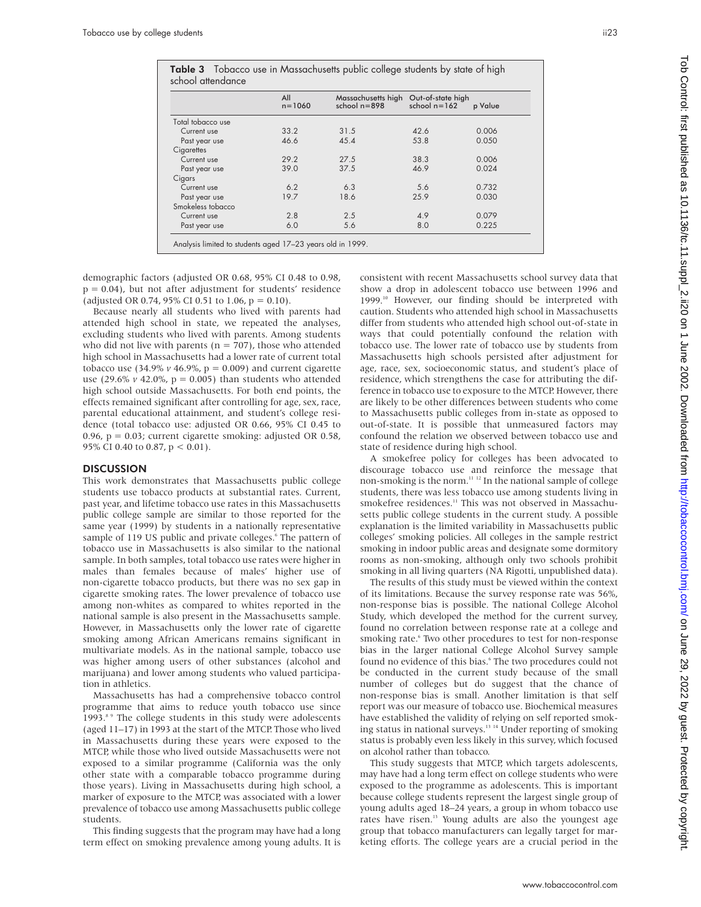**Table 3** Tobacco use in Massachusetts public college students by state of high school attendance

| | All n=1060 | Massachusetts high school n=898 | Out-of-state high school n=162 | p Value |
|---|---|---|---|---|
| Total tobacco use | | | | |
| Current use | 33.2 | 31.5 | 42.6 | 0.006 |
| Past year use | 46.6 | 45.4 | 53.8 | 0.050 |
| Cigarettes | | | | |
| Current use | 29.2 | 27.5 | 38.3 | 0.006 |
| Past year use | 39.0 | 37.5 | 46.9 | 0.024 |
| Cigars | | | | |
| Current use | 6.2 | 6.3 | 5.6 | 0.732 |
| Past year use | 19.7 | 18.6 | 25.9 | 0.030 |
| Smokeless tobacco | | | | |
| Current use | 2.8 | 2.5 | 4.9 | 0.079 |
| Past year use | 6.0 | 5.6 | 8.0 | 0.225 |

Analysis limited to students aged 17–23 years old in 1999.

demographic factors (adjusted OR 0.68, 95% CI 0.48 to 0.98, $p = 0.04$), but not after adjustment for students' residence (adjusted OR 0.74, 95% CI 0.51 to 1.06, $p = 0.10$).

Because nearly all students who lived with parents had attended high school in state, we repeated the analyses, excluding students who lived with parents. Among students who did not live with parents ($n = 707$), those who attended high school in Massachusetts had a lower rate of current total tobacco use (34.9% *v* 46.9%, $p = 0.009$) and current cigarette use (29.6% *v* 42.0%, $p = 0.005$) than students who attended high school outside Massachusetts. For both end points, the effects remained significant after controlling for age, sex, race, parental educational attainment, and student's college residence (total tobacco use: adjusted OR 0.66, 95% CI 0.45 to 0.96, $p = 0.03$; current cigarette smoking: adjusted OR 0.58, 95% CI 0.40 to 0.87, $p < 0.01$).

## DISCUSSION

This work demonstrates that Massachusetts public college students use tobacco products at substantial rates. Current, past year, and lifetime tobacco use rates in this Massachusetts public college sample are similar to those reported for the same year (1999) by students in a nationally representative sample of 119 US public and private colleges.[6] The pattern of tobacco use in Massachusetts is also similar to the national sample. In both samples, total tobacco use rates were higher in males than females because of males' higher use of non-cigarette tobacco products, but there was no sex gap in cigarette smoking rates. The lower prevalence of tobacco use among non-whites as compared to whites reported in the national sample is also present in the Massachusetts sample. However, in Massachusetts only the lower rate of cigarette smoking among African Americans remains significant in multivariate models. As in the national sample, tobacco use was higher among users of other substances (alcohol and marijuana) and lower among students who valued participation in athletics.

Massachusetts has had a comprehensive tobacco control programme that aims to reduce youth tobacco use since 1993.[8,9] The college students in this study were adolescents (aged 11–17) in 1993 at the start of the MTCP. Those who lived in Massachusetts during these years were exposed to the MTCP, while those who lived outside Massachusetts were not exposed to a similar programme (California was the only other state with a comparable tobacco programme during those years). Living in Massachusetts during high school, a marker of exposure to the MTCP, was associated with a lower prevalence of tobacco use among Massachusetts public college students.

This finding suggests that the program may have had a long term effect on smoking prevalence among young adults. It is consistent with recent Massachusetts school survey data that show a drop in adolescent tobacco use between 1996 and 1999.[10] However, our finding should be interpreted with caution. Students who attended high school in Massachusetts differ from students who attended high school out-of-state in ways that could potentially confound the relation with tobacco use. The lower rate of tobacco use by students from Massachusetts high schools persisted after adjustment for age, race, sex, socioeconomic status, and student's place of residence, which strengthens the case for attributing the difference in tobacco use to exposure to the MTCP. However, there are likely to be other differences between students who come to Massachusetts public colleges from in-state as opposed to out-of-state. It is possible that unmeasured factors may confound the relation we observed between tobacco use and state of residence during high school.

A smokefree policy for colleges has been advocated to discourage tobacco use and reinforce the message that non-smoking is the norm.[11,12] In the national sample of college students, there was less tobacco use among students living in smokefree residences.[11] This was not observed in Massachusetts public college students in the current study. A possible explanation is the limited variability in Massachusetts public colleges' smoking policies. All colleges in the sample restrict smoking in indoor public areas and designate some dormitory rooms as non-smoking, although only two schools prohibit smoking in all living quarters (NA Rigotti, unpublished data).

The results of this study must be viewed within the context of its limitations. Because the survey response rate was 56%, non-response bias is possible. The national College Alcohol Study, which developed the method for the current survey, found no correlation between response rate at a college and smoking rate.[6] Two other procedures to test for non-response bias in the larger national College Alcohol Survey sample found no evidence of this bias.[6] The two procedures could not be conducted in the current study because of the small number of colleges but do suggest that the chance of non-response bias is small. Another limitation is that self report was our measure of tobacco use. Biochemical measures have established the validity of relying on self reported smoking status in national surveys.[13,14] Under reporting of smoking status is probably even less likely in this survey, which focused on alcohol rather than tobacco.

This study suggests that MTCP, which targets adolescents, may have had a long term effect on college students who were exposed to the programme as adolescents. This is important because college students represent the largest single group of young adults aged 18–24 years, a group in whom tobacco use rates have risen.[13] Young adults are also the youngest age group that tobacco manufacturers can legally target for marketing efforts. The college years are a crucial period in the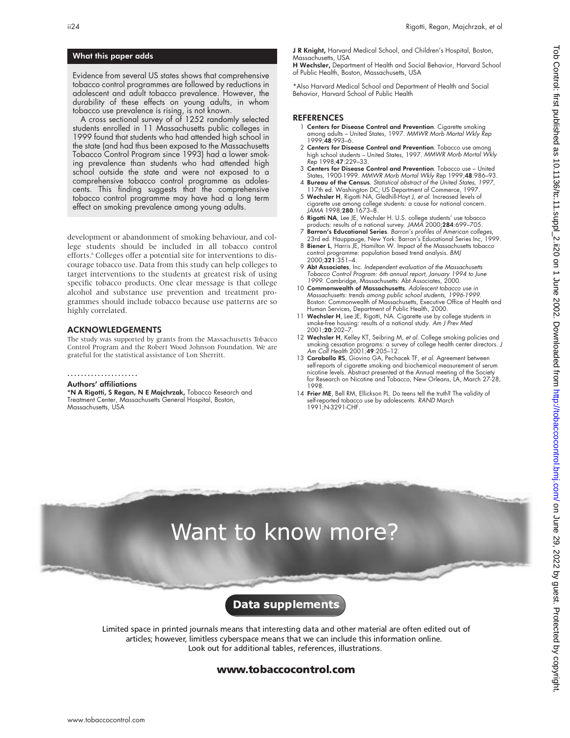## What this paper adds

Evidence from several US states shows that comprehensive tobacco control programmes are followed by reductions in adolescent and adult tobacco prevalence. However, the durability of these effects on young adults, in whom tobacco use prevalence is rising, is not known.

A cross sectional survey of of 1252 randomly selected students enrolled in 11 Massachusetts public colleges in 1999 found that students who had attended high school in the state (and had thus been exposed to the Massachusetts Tobacco Control Program since 1993) had a lower smoking prevalence than students who had attended high school outside the state and were not exposed to a comprehensive tobacco control programme as adolescents. This finding suggests that the comprehensive tobacco control programme may have had a long term effect on smoking prevalence among young adults.

development or abandonment of smoking behaviour, and college students should be included in all tobacco control efforts.[6] Colleges offer a potential site for interventions to discourage tobacco use. Data from this study can help colleges to target interventions to the students at greatest risk of using specific tobacco products. One clear message is that college alcohol and substance use prevention and treatment programmes should include tobacco because use patterns are so highly correlated.

## ACKNOWLEDGEMENTS

The study was supported by grants from the Massachusetts Tobacco Control Program and the Robert Wood Johnson Foundation. We are grateful for the statistical assistance of Lon Sherritt.

### Authors' affiliations

**\*N A Rigotti, S Regan, N E Majchrzak,** Tobacco Research and Treatment Center, Massachusetts General Hospital, Boston, Massachusetts, USA

**J R Knight,** Harvard Medical School, and Children's Hospital, Boston, Massachusetts, USA

**H Wechsler,** Department of Health and Social Behavior, Harvard School of Public Health, Boston, Massachusetts, USA

\*Also Harvard Medical School and Department of Health and Social Behavior, Harvard School of Public Health

## REFERENCES

1. **Centers for Disease Control and Prevention**. Cigarette smoking among adults – United States, 1997. *MMWR Morb Mortal Wkly Rep* 1999;**48**:993–6.
2. **Centers for Disease Control and Prevention**. Tobacco use among high school students – United States, 1997. *MMWR Morb Mortal Wkly Rep* 1998;**47**:229–33.
3. **Centers for Disease Control and Prevention**. Tobacco use – United States, 1900-1999. *MMWR Morb Mortal Wkly Rep* 1999;**48**:986–93.
4. **Bureau of the Census**. *Statistical abstract of the United States, 1997*, 117th ed. Washington DC; US Department of Commerce, 1997.
5. **Wechsler H**, Rigotti NA, Gledhill-Hoyt J, *et al*. Increased levels of cigarette use among college students: a cause for national concern. *JAMA* 1998;**280**:1673–8.
6. **Rigotti NA**, Lee JE, Wechsler H. U.S. college students' use tobacco products: results of a national survey. *JAMA* 2000;**284**:699–705.
7. **Barron's Educational Series**. *Barron's profiles of American colleges*, 23rd ed. Hauppauge, New York: Barron's Educational Series Inc, 1999.
8. **Biener L**, Harris JE, Hamilton W. Impact of the Massachusetts tobacco control programme: population based trend analysis. *BMJ* 2000;**321**:351–4.
9. **Abt Associates**, Inc. *Independent evaluation of the Massachusetts Tobacco Control Program: 6th annual report, January 1994 to June 1999*. Cambridge, Massachusetts: Abt Associates, 2000.
10. **Commonwealth of Massachusetts**. *Adolescent tobacco use in Massachusetts: trends among public school students, 1996-1999*. Boston: Commonwealth of Massachusetts, Executive Office of Health and Human Services, Department of Public Health, 2000.
11. **Wechsler H**, Lee JE, Rigotti, NA. Cigarette use by college students in smoke-free housing: results of a national study. *Am J Prev Med* 2001;**20**:202–7.
12. **Wechsler H**, Kelley KT, Seibring M, *et al*. College smoking policies and smoking cessation programs: a survey of college health center directors. *J Am Coll Health* 2001;**49**:205–12.
13. **Caraballo RS**, Giovino GA, Pechacek TF, *et al*. Agreement between self-reports of cigarette smoking and biochemical measurement of serum nicotine levels. Abstract presented at the Annual meeting of the Society for Research on Nicotine and Tobacco, New Orleans, LA, March 27-28, 1998.
14. **Frier ME**, Bell RM, Ellickson PL. Do teens tell the truth? The validity of self-reported tobacco use by adolescents. *RAND* March 1991;N-3291-CHF.

Want to know more?

**Data supplements**

Limited space in printed journals means that interesting data and other material are often edited out of articles; however, limitless cyberspace means that we can include this information online. Look out for additional tables, references, illustrations.

**www.tobaccocontrol.com**